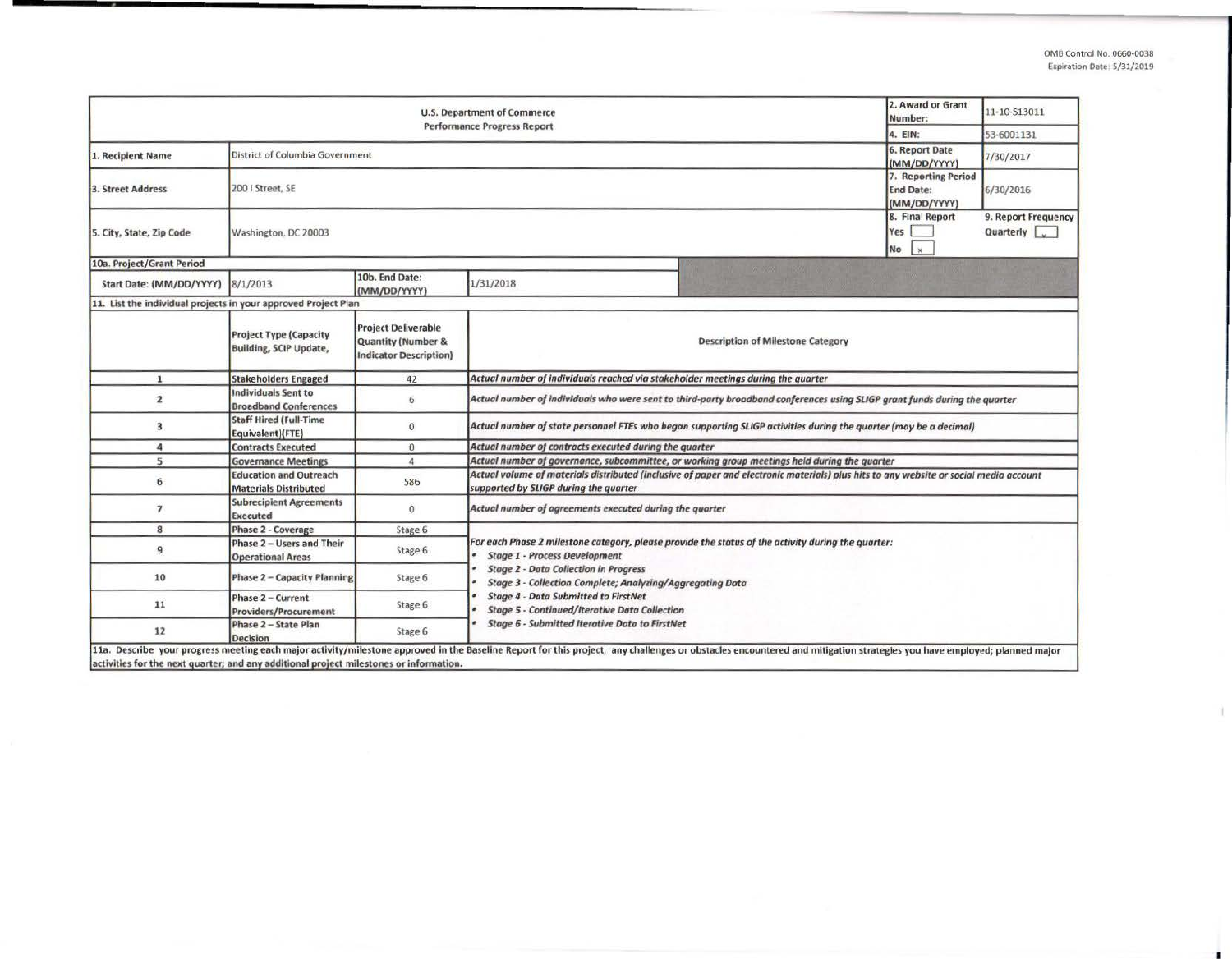OMB Control No. 0660-0038
Expiration Date: 5/31/2019

| U.S. Department of Commerce<br>Performance Progress Report | | | | 2. Award or Grant Number: | 11-10-S13011 |
|---|---|---|---|---|---|
| | | | | 4. EIN: | 53-6001131 |
| 1. Recipient Name | District of Columbia Government | | | 6. Report Date (MM/DD/YYYY) | 7/30/2017 |
| 3. Street Address | 200 I Street, SE | | | 7. Reporting Period End Date: (MM/DD/YYYY) | 6/30/2016 |
| 5. City, State, Zip Code | Washington, DC 20003 | | | 8. Final Report<br>Yes [ ]<br>No [x] | 9. Report Frequency<br>Quarterly [x] |
| 10a. Project/Grant Period | | | | | |
| Start Date: (MM/DD/YYYY) | 8/1/2013 | 10b. End Date: (MM/DD/YYYY) | 1/31/2018 | | |
| 11. List the individual projects in your approved Project Plan | | | | | |
| | Project Type (Capacity Building, SCIP Update, | Project Deliverable Quantity (Number & Indicator Description) | Description of Milestone Category | | |
| 1 | Stakeholders Engaged | 42 | *Actual number of individuals reached via stakeholder meetings during the quarter* | | |
| 2 | Individuals Sent to Broadband Conferences | 6 | *Actual number of individuals who were sent to third-party broadband conferences using SLIGP grant funds during the quarter* | | |
| 3 | Staff Hired (Full-Time Equivalent)(FTE) | 0 | *Actual number of state personnel FTEs who began supporting SLIGP activities during the quarter (may be a decimal)* | | |
| 4 | Contracts Executed | 0 | *Actual number of contracts executed during the quarter* | | |
| 5 | Governance Meetings | 4 | *Actual number of governance, subcommittee, or working group meetings held during the quarter* | | |
| 6 | Education and Outreach Materials Distributed | 586 | *Actual volume of materials distributed (inclusive of paper and electronic materials) plus hits to any website or social media account supported by SLIGP during the quarter* | | |
| 7 | Subrecipient Agreements Executed | 0 | *Actual number of agreements executed during the quarter* | | |
| 8 | Phase 2 - Coverage | Stage 6 | *For each Phase 2 milestone category, please provide the status of the activity during the quarter:*<br>• *Stage 1 - Process Development*<br>• *Stage 2 - Data Collection in Progress*<br>• *Stage 3 - Collection Complete; Analyzing/Aggregating Data*<br>• *Stage 4 - Data Submitted to FirstNet*<br>• *Stage 5 - Continued/Iterative Data Collection*<br>• *Stage 6 - Submitted Iterative Data to FirstNet* | | |
| 9 | Phase 2 – Users and Their Operational Areas | Stage 6 | | | |
| 10 | Phase 2 – Capacity Planning | Stage 6 | | | |
| 11 | Phase 2 – Current Providers/Procurement | Stage 6 | | | |
| 12 | Phase 2 – State Plan Decision | Stage 6 | | | |

11a. Describe your progress meeting each major activity/milestone approved in the Baseline Report for this project; any challenges or obstacles encountered and mitigation strategies you have employed; planned major activities for the next quarter; and any additional project milestones or information.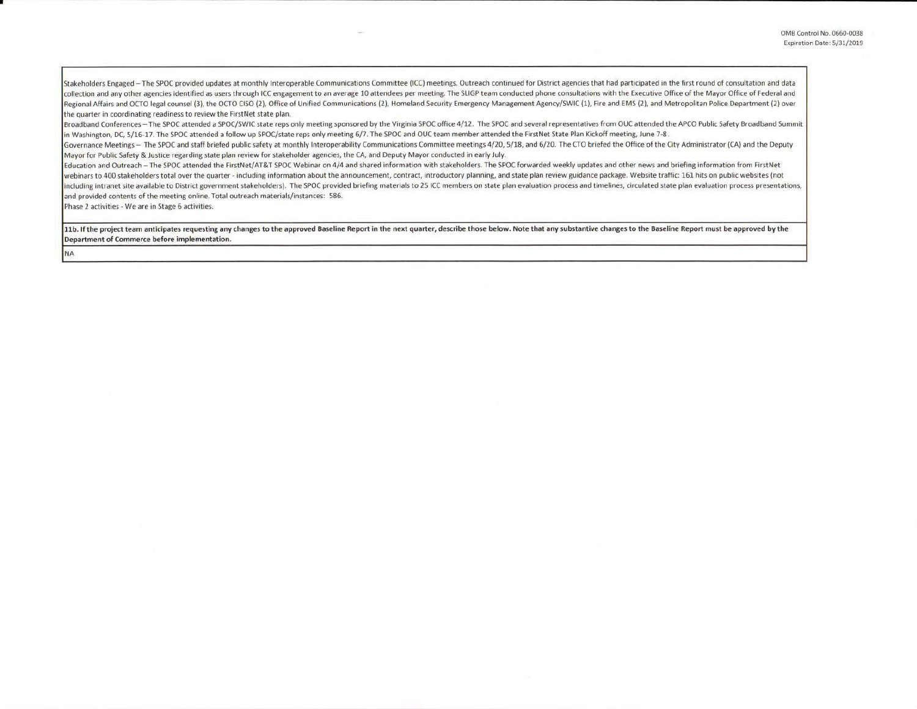Stakeholders Engaged – The SPOC provided updates at monthly Interoperable Communications Committee (ICC) meetings. Outreach continued for District agencies that had participated in the first round of consultation and data collection and any other agencies identified as users through ICC engagement to an average 10 attendees per meeting. The SLIGP team conducted phone consultations with the Executive Office of the Mayor Office of Federal and Regional Affairs and OCTO legal counsel (3), the OCTO CISO (2), Office of Unified Communications (2), Homeland Security Emergency Management Agency/SWIC (1), Fire and EMS (2), and Metropolitan Police Department (2) over the quarter in coordinating readiness to review the FirstNet state plan.

Broadband Conferences – The SPOC attended a SPOC/SWIC state reps only meeting sponsored by the Virginia SPOC office 4/12. The SPOC and several representatives from OUC attended the APCO Public Safety Broadband Summit in Washington, DC, 5/16-17. The SPOC attended a follow up SPOC/state reps only meeting 6/7. The SPOC and OUC team member attended the FirstNet State Plan Kickoff meeting, June 7-8.

Governance Meetings – The SPOC and staff briefed public safety at monthly Interoperability Communications Committee meetings 4/20, 5/18, and 6/20. The CTO briefed the Office of the City Administrator (CA) and the Deputy Mayor for Public Safety & Justice regarding state plan review for stakeholder agencies, the CA, and Deputy Mayor conducted in early July.

Education and Outreach – The SPOC attended the FirstNet/AT&T SPOC Webinar on 4/4 and shared information with stakeholders. The SPOC forwarded weekly updates and other news and briefing information from FirstNet webinars to 400 stakeholders total over the quarter - including information about the announcement, contract, introductory planning, and state plan review guidance package. Website traffic: 161 hits on public websites (not including intranet site available to District government stakeholders). The SPOC provided briefing materials to 25 ICC members on state plan evaluation process and timelines, circulated state plan evaluation process presentations, and provided contents of the meeting online. Total outreach materials/instances: 586.

Phase 2 activities - We are in Stage 6 activities.

**11b. If the project team anticipates requesting any changes to the approved Baseline Report in the next quarter, describe those below. Note that any substantive changes to the Baseline Report must be approved by the Department of Commerce before implementation.**

NA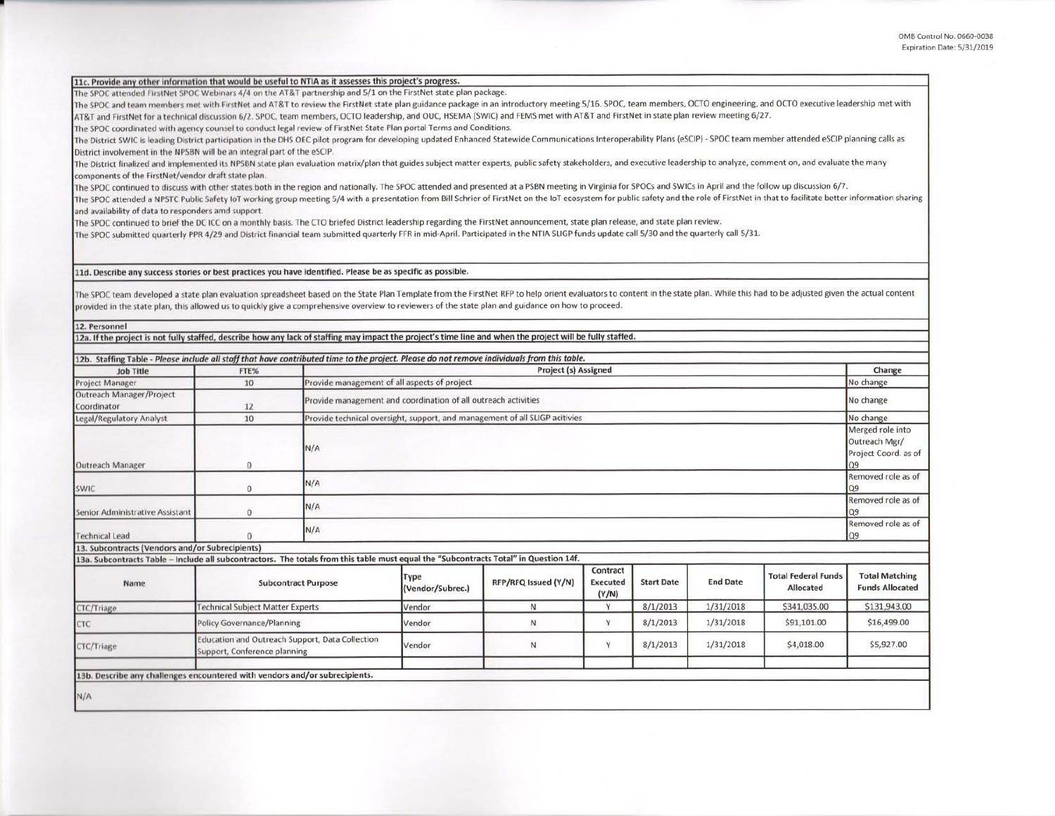**11c. Provide any other information that would be useful to NTIA as it assesses this project's progress.**

The SPOC attended FirstNet SPOC Webinars 4/4 on the AT&T partnership and 5/1 on the FirstNet state plan package.

The SPOC and team members met with FirstNet and AT&T to review the FirstNet state plan guidance package in an introductory meeting 5/16. SPOC, team members, OCTO engineering, and OCTO executive leadership met with AT&T and FirstNet for a technical discussion 6/2. SPOC, team members, OCTO leadership, and OUC, HSEMA (SWIC) and FEMS met with AT&T and FirstNet in state plan review meeting 6/27.

The SPOC coordinated with agency counsel to conduct legal review of FirstNet State Plan portal Terms and Conditions.

The District SWIC is leading District participation in the DHS OEC pilot program for developing updated Enhanced Statewide Communications Interoperability Plans (eSCIP) - SPOC team member attended eSCIP planning calls as District involvement in the NPSBN will be an integral part of the eSCIP.

The District finalized and implemented its NPSBN state plan evaluation matrix/plan that guides subject matter experts, public safety stakeholders, and executive leadership to analyze, comment on, and evaluate the many components of the FirstNet/vendor draft state plan.

The SPOC continued to discuss with other states both in the region and nationally. The SPOC attended and presented at a PSBN meeting in Virginia for SPOCs and SWICs in April and the follow up discussion 6/7.

The SPOC attended a NPSTC Public Safety IoT working group meeting 5/4 with a presentation from Bill Schrier of FirstNet on the IoT ecosystem for public safety and the role of FirstNet in that to facilitate better information sharing and availability of data to responders amd support.

The SPOC continued to brief the DC ICC on a monthly basis. The CTO briefed District leadership regarding the FirstNet announcement, state plan release, and state plan review.

The SPOC submitted quarterly PPR 4/29 and District financial team submitted quarterly FFR in mid-April. Participated in the NTIA SLIGP funds update call 5/30 and the quarterly call 5/31.

**11d. Describe any success stories or best practices you have identified. Please be as specific as possible.**

The SPOC team developed a state plan evaluation spreadsheet based on the State Plan Template from the FirstNet RFP to help orient evaluators to content in the state plan. While this had to be adjusted given the actual content provided in the state plan, this allowed us to quickly give a comprehensive overview to reviewers of the state plan and guidance on how to proceed.

**12. Personnel**

**12a. If the project is not fully staffed, describe how any lack of staffing may impact the project's time line and when the project will be fully staffed.**

**12b. Staffing Table -** *Please include all staff that have contributed time to the project. Please do not remove individuals from this table.*

| Job Title | FTE% | Project (s) Assigned | Change |
|---|---|---|---|
| Project Manager | 10 | Provide management of all aspects of project | No change |
| Outreach Manager/Project Coordinator | 12 | Provide management and coordination of all outreach activities | No change |
| Legal/Regulatory Analyst | 10 | Provide technical oversight, support, and management of all SLIGP acitivies | No change |
| Outreach Manager | 0 | N/A | Merged role into Outreach Mgr/ Project Coord. as of Q9 |
| SWIC | 0 | N/A | Removed role as of Q9 |
| Senior Administrative Assistant | 0 | N/A | Removed role as of Q9 |
| Technical Lead | 0 | N/A | Removed role as of Q9 |

**13. Subcontracts (Vendors and/or Subrecipients)**

**13a. Subcontracts Table – Include all subcontractors. The totals from this table must equal the "Subcontracts Total" in Question 14f.**

| Name | Subcontract Purpose | Type (Vendor/Subrec.) | RFP/RFQ Issued (Y/N) | Contract Executed (Y/N) | Start Date | End Date | Total Federal Funds Allocated | Total Matching Funds Allocated |
|---|---|---|---|---|---|---|---|---|
| CTC/Triage | Technical Subject Matter Experts | Vendor | N | Y | 8/1/2013 | 1/31/2018 | $341,035.00 | $131,943.00 |
| CTC | Policy Governance/Planning | Vendor | N | Y | 8/1/2013 | 1/31/2018 | $91,101.00 | $16,499.00 |
| CTC/Triage | Education and Outreach Support, Data Collection Support, Conference planning | Vendor | N | Y | 8/1/2013 | 1/31/2018 | $4,018.00 | $5,927.00 |
| | | | | | | | | |

**13b. Describe any challenges encountered with vendors and/or subrecipients.**

N/A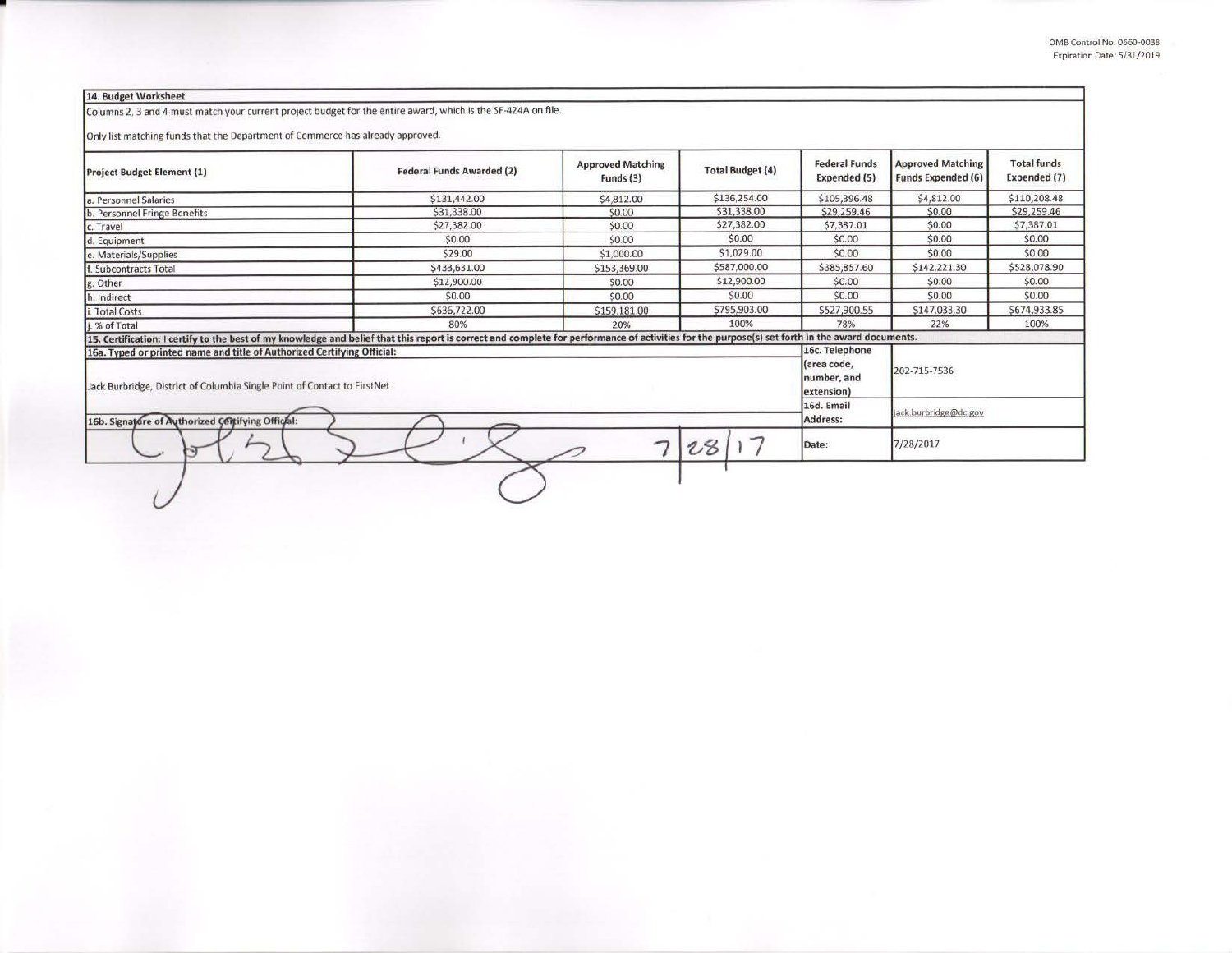OMB Control No. 0660-0038
Expiration Date: 5/31/2019

## 14. Budget Worksheet

Columns 2, 3 and 4 must match your current project budget for the entire award, which is the SF-424A on file.

Only list matching funds that the Department of Commerce has already approved.

| Project Budget Element (1) | Federal Funds Awarded (2) | Approved Matching Funds (3) | Total Budget (4) | Federal Funds Expended (5) | Approved Matching Funds Expended (6) | Total funds Expended (7) |
|---|---|---|---|---|---|---|
| a. Personnel Salaries | $131,442.00 | $4,812.00 | $136,254.00 | $105,396.48 | $4,812.00 | $110,208.48 |
| b. Personnel Fringe Benefits | $31,338.00 | $0.00 | $31,338.00 | $29,259.46 | $0.00 | $29,259.46 |
| c. Travel | $27,382.00 | $0.00 | $27,382.00 | $7,387.01 | $0.00 | $7,387.01 |
| d. Equipment | $0.00 | $0.00 | $0.00 | $0.00 | $0.00 | $0.00 |
| e. Materials/Supplies | $29.00 | $1,000.00 | $1,029.00 | $0.00 | $0.00 | $0.00 |
| f. Subcontracts Total | $433,631.00 | $153,369.00 | $587,000.00 | $385,857.60 | $142,221.30 | $528,078.90 |
| g. Other | $12,900.00 | $0.00 | $12,900.00 | $0.00 | $0.00 | $0.00 |
| h. Indirect | $0.00 | $0.00 | $0.00 | $0.00 | $0.00 | $0.00 |
| i. Total Costs | $636,722.00 | $159,181.00 | $795,903.00 | $527,900.55 | $147,033.30 | $674,933.85 |
| j. % of Total | 80% | 20% | 100% | 78% | 22% | 100% |

**15. Certification: I certify to the best of my knowledge and belief that this report is correct and complete for performance of activities for the purpose(s) set forth in the award documents.**

| | | |
|---|---|---|
| **16a. Typed or printed name and title of Authorized Certifying Official:** Jack Burbridge, District of Columbia Single Point of Contact to FirstNet | 16c. Telephone (area code, number, and extension) | 202-715-7536 |
| **16b. Signature of Authorized Certifying Official:** | 16d. Email Address: | jack.burbridge@dc.gov |
| 7/28/17 | Date: | 7/28/2017 |